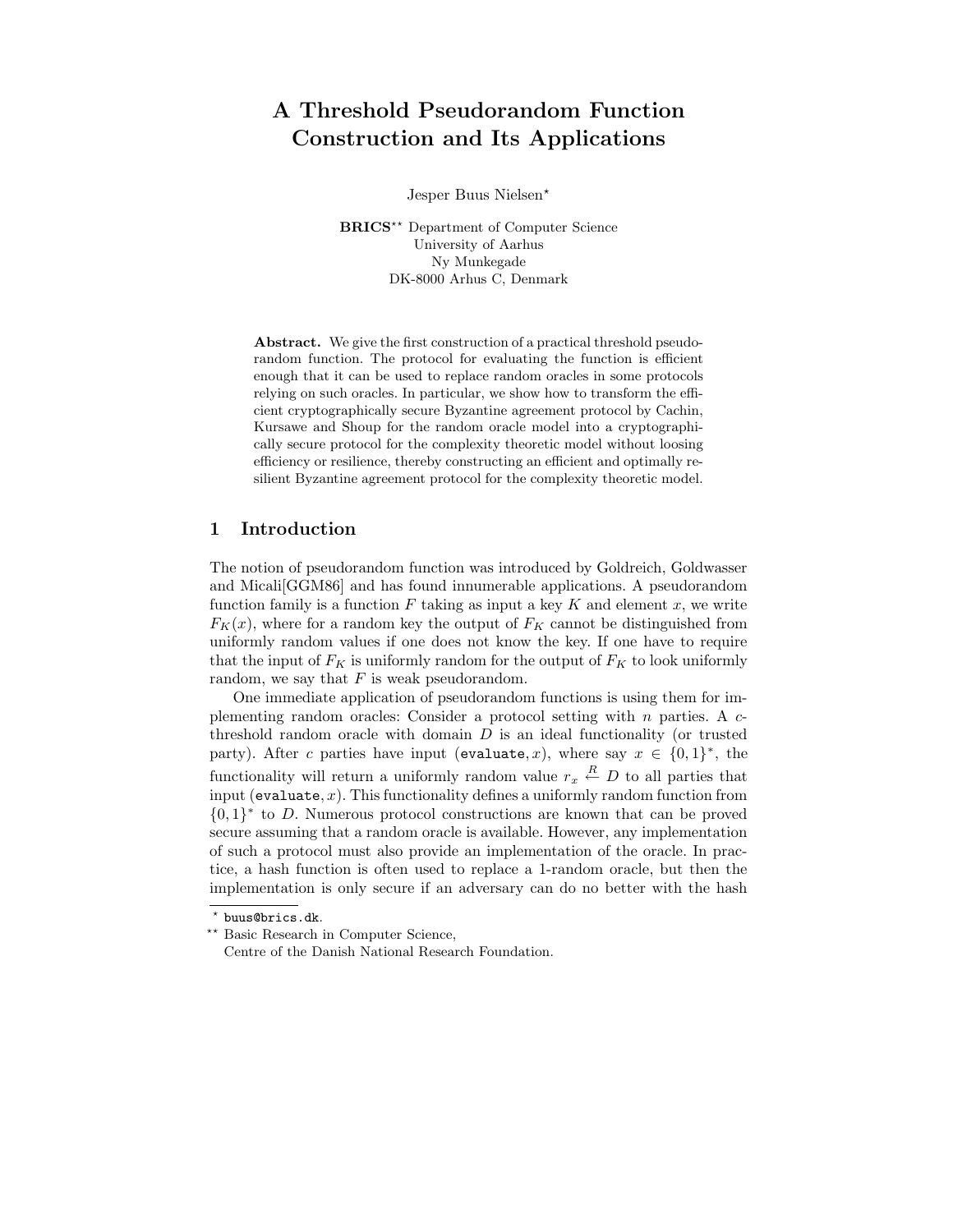# A Threshold Pseudorandom Function Construction and Its Applications

Jesper Buus Nielsen[*]

**BRICS**[**] Department of Computer Science
University of Aarhus
Ny Munkegade
DK-8000 Arhus C, Denmark

**Abstract.** We give the first construction of a practical threshold pseudorandom function. The protocol for evaluating the function is efficient enough that it can be used to replace random oracles in some protocols relying on such oracles. In particular, we show how to transform the efficient cryptographically secure Byzantine agreement protocol by Cachin, Kursawe and Shoup for the random oracle model into a cryptographically secure protocol for the complexity theoretic model without loosing efficiency or resilience, thereby constructing an efficient and optimally resilient Byzantine agreement protocol for the complexity theoretic model.

## 1 Introduction

The notion of pseudorandom function was introduced by Goldreich, Goldwasser and Micali[GGM86] and has found innumerable applications. A pseudorandom function family is a function $F$ taking as input a key $K$ and element $x$, we write $F_K(x)$, where for a random key the output of $F_K$ cannot be distinguished from uniformly random values if one does not know the key. If one have to require that the input of $F_K$ is uniformly random for the output of $F_K$ to look uniformly random, we say that $F$ is weak pseudorandom.

One immediate application of pseudorandom functions is using them for implementing random oracles: Consider a protocol setting with $n$ parties. A $c$-threshold random oracle with domain $D$ is an ideal functionality (or trusted party). After $c$ parties have input (`evaluate`, $x$), where say $x \in \{0,1\}^*$, the functionality will return a uniformly random value $r_x \stackrel{R}{\leftarrow} D$ to all parties that input (`evaluate`, $x$). This functionality defines a uniformly random function from $\{0,1\}^*$ to $D$. Numerous protocol constructions are known that can be proved secure assuming that a random oracle is available. However, any implementation of such a protocol must also provide an implementation of the oracle. In practice, a hash function is often used to replace a 1-random oracle, but then the implementation is only secure if an adversary can do no better with the hash

---

[*] `buus@brics.dk`.

[**] Basic Research in Computer Science,
Centre of the Danish National Research Foundation.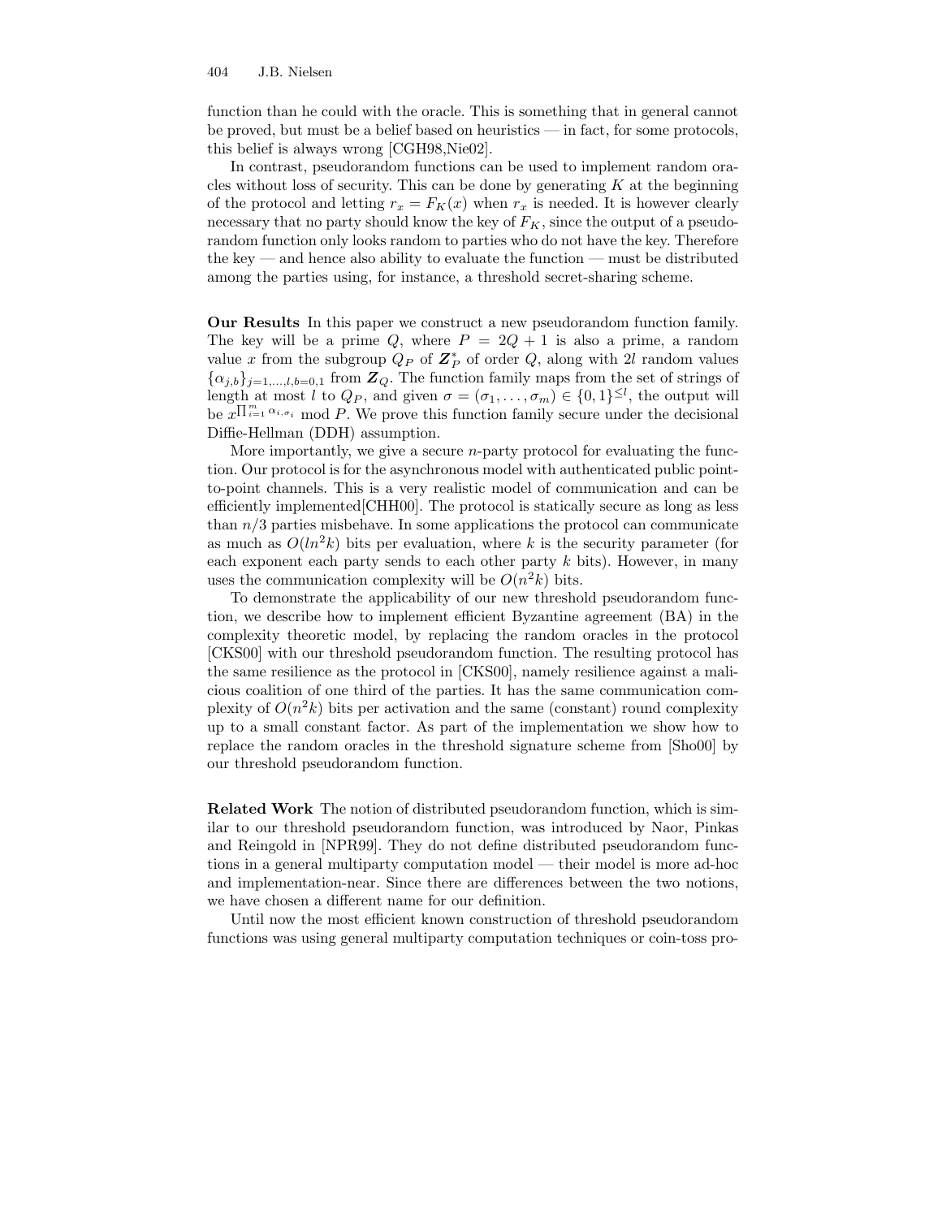function than he could with the oracle. This is something that in general cannot be proved, but must be a belief based on heuristics — in fact, for some protocols, this belief is always wrong [CGH98,Nie02].

In contrast, pseudorandom functions can be used to implement random oracles without loss of security. This can be done by generating $K$ at the beginning of the protocol and letting $r_x = F_K(x)$ when $r_x$ is needed. It is however clearly necessary that no party should know the key of $F_K$, since the output of a pseudorandom function only looks random to parties who do not have the key. Therefore the key — and hence also ability to evaluate the function — must be distributed among the parties using, for instance, a threshold secret-sharing scheme.

**Our Results** In this paper we construct a new pseudorandom function family. The key will be a prime $Q$, where $P = 2Q + 1$ is also a prime, a random value $x$ from the subgroup $Q_P$ of $\boldsymbol{Z}_P^*$ of order $Q$, along with $2l$ random values $\{\alpha_{j,b}\}_{j=1,\dots,l,b=0,1}$ from $\boldsymbol{Z}_Q$. The function family maps from the set of strings of length at most $l$ to $Q_P$, and given $\sigma = (\sigma_1, \dots, \sigma_m) \in \{0,1\}^{\leq l}$, the output will be $x^{\prod_{i=1}^{m} \alpha_{i,\sigma_i}} \bmod P$. We prove this function family secure under the decisional Diffie-Hellman (DDH) assumption.

More importantly, we give a secure $n$-party protocol for evaluating the function. Our protocol is for the asynchronous model with authenticated public point-to-point channels. This is a very realistic model of communication and can be efficiently implemented[CHH00]. The protocol is statically secure as long as less than $n/3$ parties misbehave. In some applications the protocol can communicate as much as $O(ln^2k)$ bits per evaluation, where $k$ is the security parameter (for each exponent each party sends to each other party $k$ bits). However, in many uses the communication complexity will be $O(n^2k)$ bits.

To demonstrate the applicability of our new threshold pseudorandom function, we describe how to implement efficient Byzantine agreement (BA) in the complexity theoretic model, by replacing the random oracles in the protocol [CKS00] with our threshold pseudorandom function. The resulting protocol has the same resilience as the protocol in [CKS00], namely resilience against a malicious coalition of one third of the parties. It has the same communication complexity of $O(n^2k)$ bits per activation and the same (constant) round complexity up to a small constant factor. As part of the implementation we show how to replace the random oracles in the threshold signature scheme from [Sho00] by our threshold pseudorandom function.

**Related Work** The notion of distributed pseudorandom function, which is similar to our threshold pseudorandom function, was introduced by Naor, Pinkas and Reingold in [NPR99]. They do not define distributed pseudorandom functions in a general multiparty computation model — their model is more ad-hoc and implementation-near. Since there are differences between the two notions, we have chosen a different name for our definition.

Until now the most efficient known construction of threshold pseudorandom functions was using general multiparty computation techniques or coin-toss pro-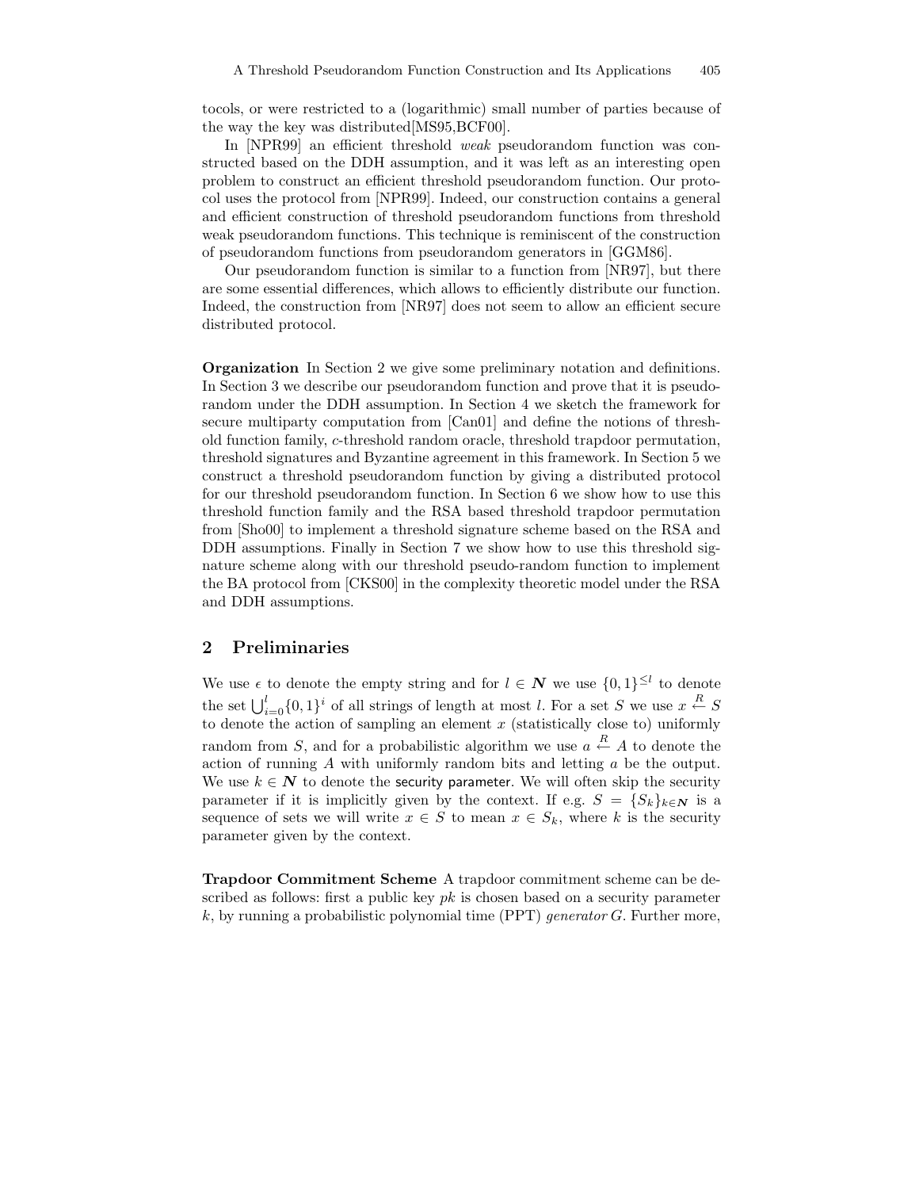tocols, or were restricted to a (logarithmic) small number of parties because of the way the key was distributed[MS95,BCF00].

In [NPR99] an efficient threshold *weak* pseudorandom function was constructed based on the DDH assumption, and it was left as an interesting open problem to construct an efficient threshold pseudorandom function. Our protocol uses the protocol from [NPR99]. Indeed, our construction contains a general and efficient construction of threshold pseudorandom functions from threshold weak pseudorandom functions. This technique is reminiscent of the construction of pseudorandom functions from pseudorandom generators in [GGM86].

Our pseudorandom function is similar to a function from [NR97], but there are some essential differences, which allows to efficiently distribute our function. Indeed, the construction from [NR97] does not seem to allow an efficient secure distributed protocol.

**Organization** In Section 2 we give some preliminary notation and definitions. In Section 3 we describe our pseudorandom function and prove that it is pseudorandom under the DDH assumption. In Section 4 we sketch the framework for secure multiparty computation from [Can01] and define the notions of threshold function family, $c$-threshold random oracle, threshold trapdoor permutation, threshold signatures and Byzantine agreement in this framework. In Section 5 we construct a threshold pseudorandom function by giving a distributed protocol for our threshold pseudorandom function. In Section 6 we show how to use this threshold function family and the RSA based threshold trapdoor permutation from [Sho00] to implement a threshold signature scheme based on the RSA and DDH assumptions. Finally in Section 7 we show how to use this threshold signature scheme along with our threshold pseudo-random function to implement the BA protocol from [CKS00] in the complexity theoretic model under the RSA and DDH assumptions.

## 2 Preliminaries

We use $\epsilon$ to denote the empty string and for $l \in \boldsymbol{N}$ we use $\{0,1\}^{\leq l}$ to denote the set $\bigcup_{i=0}^{l} \{0,1\}^i$ of all strings of length at most $l$. For a set $S$ we use $x \stackrel{R}{\leftarrow} S$ to denote the action of sampling an element $x$ (statistically close to) uniformly random from $S$, and for a probabilistic algorithm we use $a \stackrel{R}{\leftarrow} A$ to denote the action of running $A$ with uniformly random bits and letting $a$ be the output. We use $k \in \boldsymbol{N}$ to denote the security parameter. We will often skip the security parameter if it is implicitly given by the context. If e.g. $S = \{S_k\}_{k \in \boldsymbol{N}}$ is a sequence of sets we will write $x \in S$ to mean $x \in S_k$, where $k$ is the security parameter given by the context.

**Trapdoor Commitment Scheme** A trapdoor commitment scheme can be described as follows: first a public key $pk$ is chosen based on a security parameter $k$, by running a probabilistic polynomial time (PPT) *generator* $G$. Further more,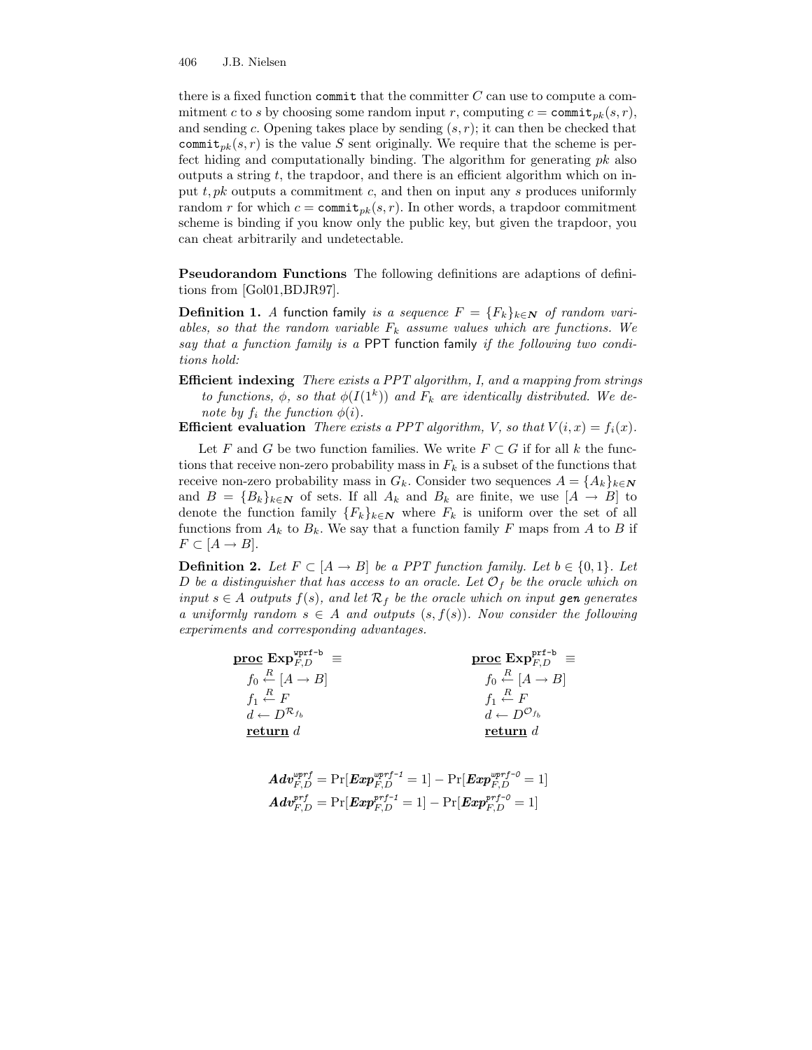there is a fixed function $\texttt{commit}$ that the committer $C$ can use to compute a commitment $c$ to $s$ by choosing some random input $r$, computing $c = \texttt{commit}_{pk}(s, r)$, and sending $c$. Opening takes place by sending $(s, r)$; it can then be checked that $\texttt{commit}_{pk}(s, r)$ is the value $S$ sent originally. We require that the scheme is perfect hiding and computationally binding. The algorithm for generating $pk$ also outputs a string $t$, the trapdoor, and there is an efficient algorithm which on input $t, pk$ outputs a commitment $c$, and then on input any $s$ produces uniformly random $r$ for which $c = \texttt{commit}_{pk}(s, r)$. In other words, a trapdoor commitment scheme is binding if you know only the public key, but given the trapdoor, you can cheat arbitrarily and undetectable.

**Pseudorandom Functions** The following definitions are adaptions of definitions from [Gol01,BDJR97].

**Definition 1.** *A* function family *is a sequence $F = \{F_k\}_{k \in \boldsymbol{N}}$ of random variables, so that the random variable $F_k$ assume values which are functions. We say that a function family is a* PPT function family *if the following two conditions hold:*

**Efficient indexing** *There exists a PPT algorithm, I, and a mapping from strings to functions, $\phi$, so that $\phi(I(1^k))$ and $F_k$ are identically distributed. We denote by $f_i$ the function $\phi(i)$.*

**Efficient evaluation** *There exists a PPT algorithm, V, so that $V(i, x) = f_i(x)$.*

Let $F$ and $G$ be two function families. We write $F \subset G$ if for all $k$ the functions that receive non-zero probability mass in $F_k$ is a subset of the functions that receive non-zero probability mass in $G_k$. Consider two sequences $A = \{A_k\}_{k \in \boldsymbol{N}}$ and $B = \{B_k\}_{k \in \boldsymbol{N}}$ of sets. If all $A_k$ and $B_k$ are finite, we use $[A \to B]$ to denote the function family $\{F_k\}_{k \in \boldsymbol{N}}$ where $F_k$ is uniform over the set of all functions from $A_k$ to $B_k$. We say that a function family $F$ maps from $A$ to $B$ if $F \subset [A \to B]$.

**Definition 2.** *Let $F \subset [A \to B]$ be a PPT function family. Let $b \in \{0, 1\}$. Let $D$ be a distinguisher that has access to an oracle. Let $\mathcal{O}_f$ be the oracle which on input $s \in A$ outputs $f(s)$, and let $\mathcal{R}_f$ be the oracle which on input* **gen** *generates a uniformly random $s \in A$ and outputs $(s, f(s))$. Now consider the following experiments and corresponding advantages.*

```
proc Exp^{wprf-b}_{F,D} ≡              proc Exp^{prf-b}_{F,D} ≡
  f_0 <-R- [A → B]                       f_0 <-R- [A → B]
  f_1 <-R- F                             f_1 <-R- F
  d ← D^{R_{f_b}}                        d ← D^{O_{f_b}}
  return d                               return d
```

$$\boldsymbol{Adv}^{wprf}_{F,D} = \Pr[\boldsymbol{Exp}^{wprf\text{-}1}_{F,D} = 1] - \Pr[\boldsymbol{Exp}^{wprf\text{-}0}_{F,D} = 1]$$
$$\boldsymbol{Adv}^{prf}_{F,D} = \Pr[\boldsymbol{Exp}^{prf\text{-}1}_{F,D} = 1] - \Pr[\boldsymbol{Exp}^{prf\text{-}0}_{F,D} = 1]$$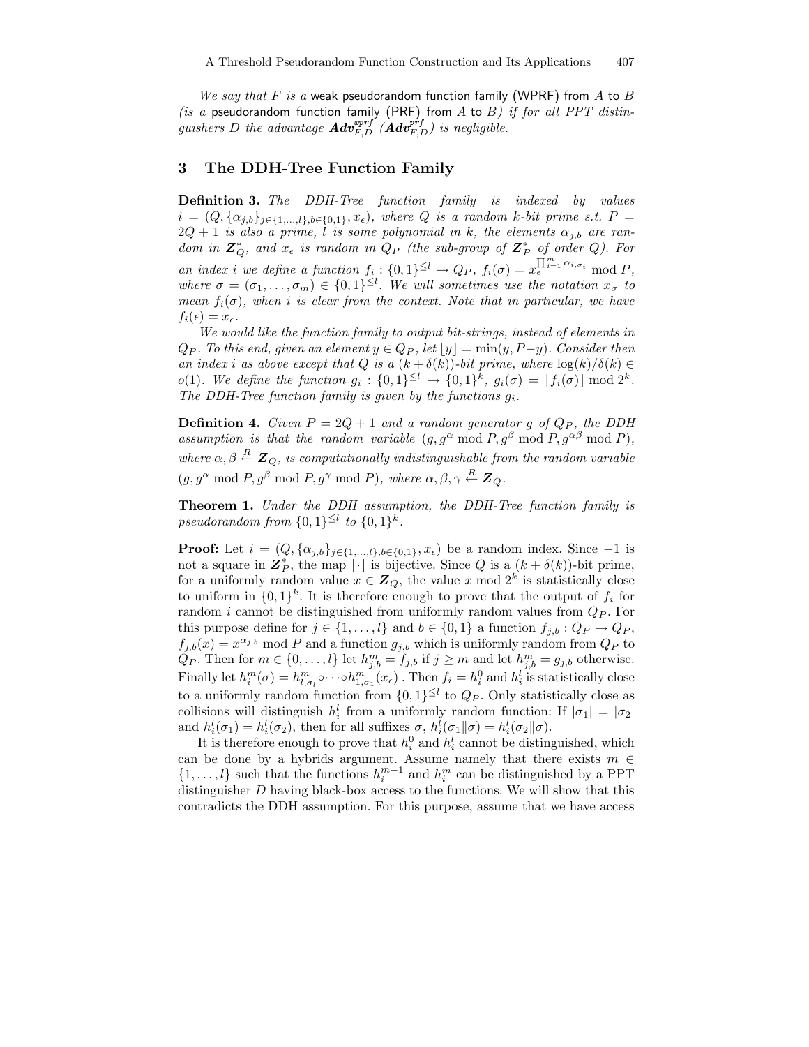*We say that $F$ is a* weak pseudorandom function family (WPRF) from $A$ to $B$ *(is a* pseudorandom function family (PRF) from $A$ to $B$*) if for all PPT distinguishers $D$ the advantage $\boldsymbol{Adv}^{wprf}_{F,D}$ ($\boldsymbol{Adv}^{prf}_{F,D}$) is negligible.*

## 3 The DDH-Tree Function Family

**Definition 3.** *The DDH-Tree function family is indexed by values $i = (Q, \{\alpha_{j,b}\}_{j\in\{1,\ldots,l\},b\in\{0,1\}}, x_\epsilon)$, where $Q$ is a random $k$-bit prime s.t. $P = 2Q + 1$ is also a prime, $l$ is some polynomial in $k$, the elements $\alpha_{j,b}$ are random in $\boldsymbol{Z}^*_Q$, and $x_\epsilon$ is random in $Q_P$ (the sub-group of $\boldsymbol{Z}^*_P$ of order $Q$). For an index $i$ we define a function $f_i : \{0,1\}^{\leq l} \to Q_P$, $f_i(\sigma) = x_\epsilon^{\prod_{i=1}^m \alpha_{i,\sigma_i}} \bmod P$, where $\sigma = (\sigma_1, \ldots, \sigma_m) \in \{0,1\}^{\leq l}$. We will sometimes use the notation $x_\sigma$ to mean $f_i(\sigma)$, when $i$ is clear from the context. Note that in particular, we have $f_i(\epsilon) = x_\epsilon$.*

*We would like the function family to output bit-strings, instead of elements in $Q_P$. To this end, given an element $y \in Q_P$, let $\lfloor y \rfloor = \min(y, P-y)$. Consider then an index $i$ as above except that $Q$ is a $(k + \delta(k))$-bit prime, where $\log(k)/\delta(k) \in o(1)$. We define the function $g_i : \{0,1\}^{\leq l} \to \{0,1\}^k$, $g_i(\sigma) = \lfloor f_i(\sigma) \rfloor \bmod 2^k$. The DDH-Tree function family is given by the functions $g_i$.*

**Definition 4.** *Given $P = 2Q + 1$ and a random generator $g$ of $Q_P$, the DDH assumption is that the random variable $(g, g^\alpha \bmod P, g^\beta \bmod P, g^{\alpha\beta} \bmod P)$, where $\alpha, \beta \stackrel{R}{\leftarrow} \boldsymbol{Z}_Q$, is computationally indistinguishable from the random variable $(g, g^\alpha \bmod P, g^\beta \bmod P, g^\gamma \bmod P)$, where $\alpha, \beta, \gamma \stackrel{R}{\leftarrow} \boldsymbol{Z}_Q$.*

**Theorem 1.** *Under the DDH assumption, the DDH-Tree function family is pseudorandom from $\{0,1\}^{\leq l}$ to $\{0,1\}^k$.*

**Proof:** Let $i = (Q, \{\alpha_{j,b}\}_{j\in\{1,\ldots,l\},b\in\{0,1\}}, x_\epsilon)$ be a random index. Since $-1$ is not a square in $\boldsymbol{Z}^*_P$, the map $\lfloor\cdot\rfloor$ is bijective. Since $Q$ is a $(k + \delta(k))$-bit prime, for a uniformly random value $x \in \boldsymbol{Z}_Q$, the value $x \bmod 2^k$ is statistically close to uniform in $\{0,1\}^k$. It is therefore enough to prove that the output of $f_i$ for random $i$ cannot be distinguished from uniformly random values from $Q_P$. For this purpose define for $j \in \{1, \ldots, l\}$ and $b \in \{0,1\}$ a function $f_{j,b} : Q_P \to Q_P$, $f_{j,b}(x) = x^{\alpha_{j,b}} \bmod P$ and a function $g_{j,b}$ which is uniformly random from $Q_P$ to $Q_P$. Then for $m \in \{0, \ldots, l\}$ let $h^m_{j,b} = f_{j,b}$ if $j \geq m$ and let $h^m_{j,b} = g_{j,b}$ otherwise. Finally let $h^m_i(\sigma) = h^m_{l,\sigma_l} \circ \cdots \circ h^m_{1,\sigma_1}(x_\epsilon)$ . Then $f_i = h^0_i$ and $h^l_i$ is statistically close to a uniformly random function from $\{0,1\}^{\leq l}$ to $Q_P$. Only statistically close as collisions will distinguish $h^l_i$ from a uniformly random function: If $|\sigma_1| = |\sigma_2|$ and $h^l_i(\sigma_1) = h^l_i(\sigma_2)$, then for all suffixes $\sigma$, $h^l_i(\sigma_1\|\sigma) = h^l_i(\sigma_2\|\sigma)$.

It is therefore enough to prove that $h^0_i$ and $h^l_i$ cannot be distinguished, which can be done by a hybrids argument. Assume namely that there exists $m \in \{1, \ldots, l\}$ such that the functions $h^{m-1}_i$ and $h^m_i$ can be distinguished by a PPT distinguisher $D$ having black-box access to the functions. We will show that this contradicts the DDH assumption. For this purpose, assume that we have access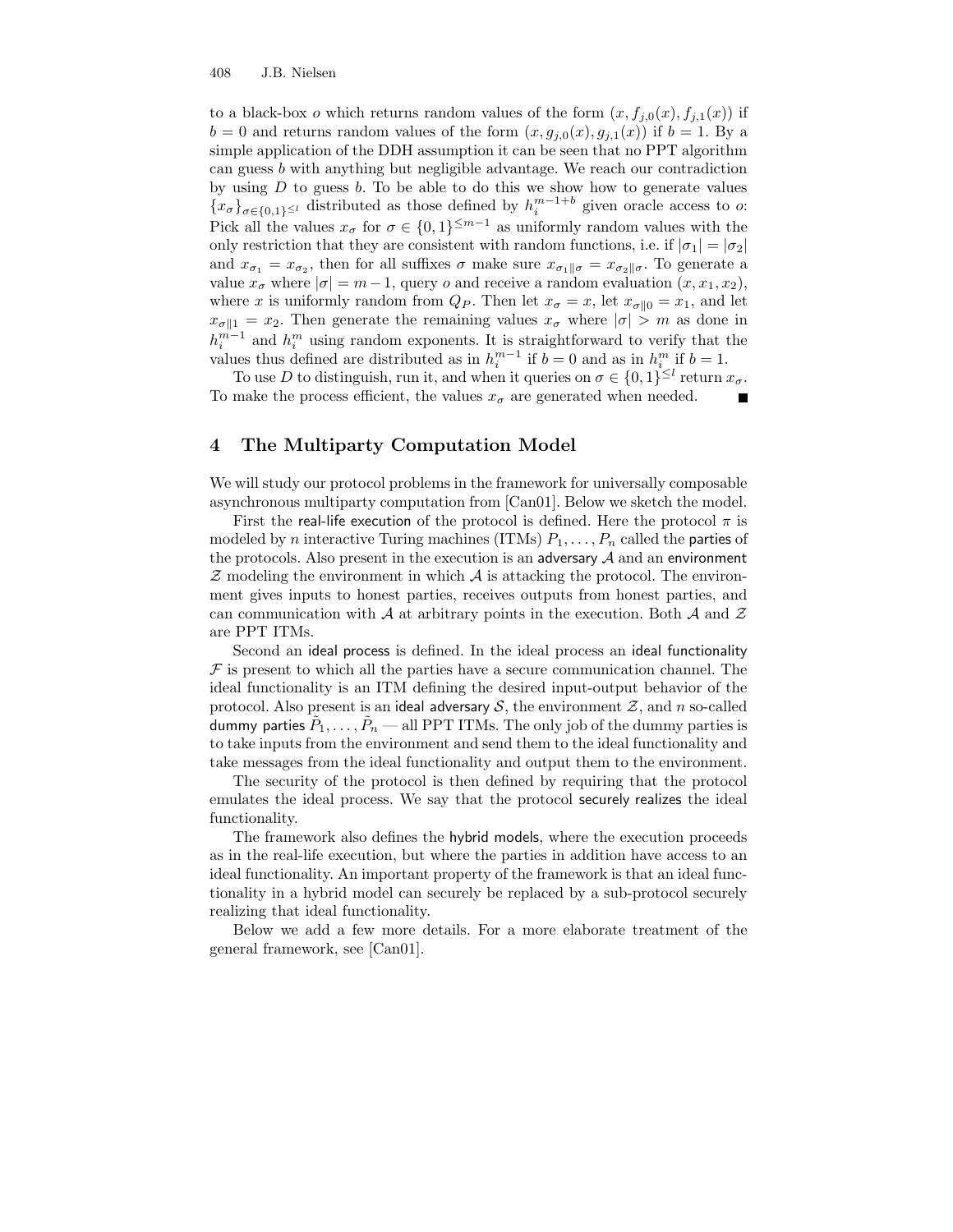to a black-box $o$ which returns random values of the form $(x, f_{j,0}(x), f_{j,1}(x))$ if $b = 0$ and returns random values of the form $(x, g_{j,0}(x), g_{j,1}(x))$ if $b = 1$. By a simple application of the DDH assumption it can be seen that no PPT algorithm can guess $b$ with anything but negligible advantage. We reach our contradiction by using $D$ to guess $b$. To be able to do this we show how to generate values $\{x_\sigma\}_{\sigma \in \{0,1\}^{\leq l}}$ distributed as those defined by $h_i^{m-1+b}$ given oracle access to $o$: Pick all the values $x_\sigma$ for $\sigma \in \{0,1\}^{\leq m-1}$ as uniformly random values with the only restriction that they are consistent with random functions, i.e. if $|\sigma_1| = |\sigma_2|$ and $x_{\sigma_1} = x_{\sigma_2}$, then for all suffixes $\sigma$ make sure $x_{\sigma_1 \| \sigma} = x_{\sigma_2 \| \sigma}$. To generate a value $x_\sigma$ where $|\sigma| = m-1$, query $o$ and receive a random evaluation $(x, x_1, x_2)$, where $x$ is uniformly random from $Q_P$. Then let $x_\sigma = x$, let $x_{\sigma\|0} = x_1$, and let $x_{\sigma\|1} = x_2$. Then generate the remaining values $x_\sigma$ where $|\sigma| > m$ as done in $h_i^{m-1}$ and $h_i^m$ using random exponents. It is straightforward to verify that the values thus defined are distributed as in $h_i^{m-1}$ if $b = 0$ and as in $h_i^m$ if $b = 1$.

To use $D$ to distinguish, run it, and when it queries on $\sigma \in \{0,1\}^{\leq l}$ return $x_\sigma$. To make the process efficient, the values $x_\sigma$ are generated when needed. ∎

## 4 The Multiparty Computation Model

We will study our protocol problems in the framework for universally composable asynchronous multiparty computation from [Can01]. Below we sketch the model.

First the real-life execution of the protocol is defined. Here the protocol $\pi$ is modeled by $n$ interactive Turing machines (ITMs) $P_1, \ldots, P_n$ called the parties of the protocols. Also present in the execution is an adversary $\mathcal{A}$ and an environment $\mathcal{Z}$ modeling the environment in which $\mathcal{A}$ is attacking the protocol. The environment gives inputs to honest parties, receives outputs from honest parties, and can communication with $\mathcal{A}$ at arbitrary points in the execution. Both $\mathcal{A}$ and $\mathcal{Z}$ are PPT ITMs.

Second an ideal process is defined. In the ideal process an ideal functionality $\mathcal{F}$ is present to which all the parties have a secure communication channel. The ideal functionality is an ITM defining the desired input-output behavior of the protocol. Also present is an ideal adversary $\mathcal{S}$, the environment $\mathcal{Z}$, and $n$ so-called dummy parties $\tilde{P}_1, \ldots, \tilde{P}_n$ — all PPT ITMs. The only job of the dummy parties is to take inputs from the environment and send them to the ideal functionality and take messages from the ideal functionality and output them to the environment.

The security of the protocol is then defined by requiring that the protocol emulates the ideal process. We say that the protocol securely realizes the ideal functionality.

The framework also defines the hybrid models, where the execution proceeds as in the real-life execution, but where the parties in addition have access to an ideal functionality. An important property of the framework is that an ideal functionality in a hybrid model can securely be replaced by a sub-protocol securely realizing that ideal functionality.

Below we add a few more details. For a more elaborate treatment of the general framework, see [Can01].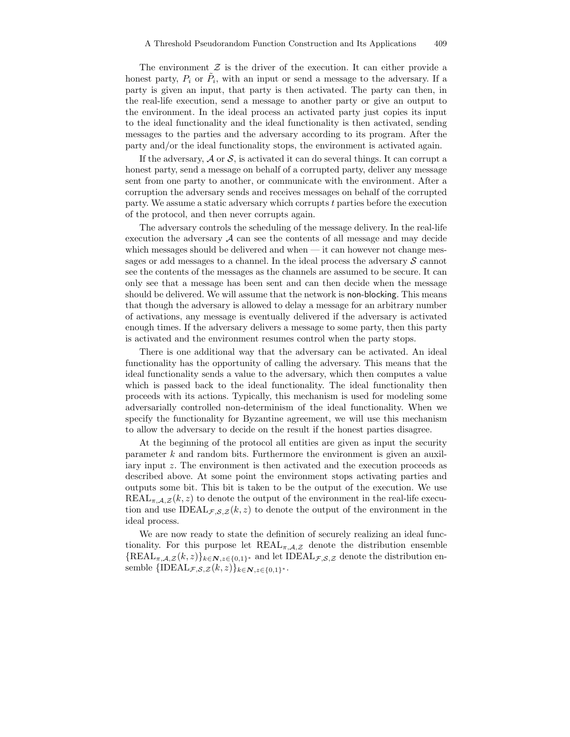The environment $\mathcal{Z}$ is the driver of the execution. It can either provide a honest party, $P_i$ or $\tilde{P}_i$, with an input or send a message to the adversary. If a party is given an input, that party is then activated. The party can then, in the real-life execution, send a message to another party or give an output to the environment. In the ideal process an activated party just copies its input to the ideal functionality and the ideal functionality is then activated, sending messages to the parties and the adversary according to its program. After the party and/or the ideal functionality stops, the environment is activated again.

If the adversary, $\mathcal{A}$ or $\mathcal{S}$, is activated it can do several things. It can corrupt a honest party, send a message on behalf of a corrupted party, deliver any message sent from one party to another, or communicate with the environment. After a corruption the adversary sends and receives messages on behalf of the corrupted party. We assume a static adversary which corrupts $t$ parties before the execution of the protocol, and then never corrupts again.

The adversary controls the scheduling of the message delivery. In the real-life execution the adversary $\mathcal{A}$ can see the contents of all message and may decide which messages should be delivered and when — it can however not change messages or add messages to a channel. In the ideal process the adversary $\mathcal{S}$ cannot see the contents of the messages as the channels are assumed to be secure. It can only see that a message has been sent and can then decide when the message should be delivered. We will assume that the network is non-blocking. This means that though the adversary is allowed to delay a message for an arbitrary number of activations, any message is eventually delivered if the adversary is activated enough times. If the adversary delivers a message to some party, then this party is activated and the environment resumes control when the party stops.

There is one additional way that the adversary can be activated. An ideal functionality has the opportunity of calling the adversary. This means that the ideal functionality sends a value to the adversary, which then computes a value which is passed back to the ideal functionality. The ideal functionality then proceeds with its actions. Typically, this mechanism is used for modeling some adversarially controlled non-determinism of the ideal functionality. When we specify the functionality for Byzantine agreement, we will use this mechanism to allow the adversary to decide on the result if the honest parties disagree.

At the beginning of the protocol all entities are given as input the security parameter $k$ and random bits. Furthermore the environment is given an auxiliary input $z$. The environment is then activated and the execution proceeds as described above. At some point the environment stops activating parties and outputs some bit. This bit is taken to be the output of the execution. We use $\mathrm{REAL}_{\pi,\mathcal{A},\mathcal{Z}}(k,z)$ to denote the output of the environment in the real-life execution and use $\mathrm{IDEAL}_{\mathcal{F},\mathcal{S},\mathcal{Z}}(k,z)$ to denote the output of the environment in the ideal process.

We are now ready to state the definition of securely realizing an ideal functionality. For this purpose let $\mathrm{REAL}_{\pi,\mathcal{A},\mathcal{Z}}$ denote the distribution ensemble $\{\mathrm{REAL}_{\pi,\mathcal{A},\mathcal{Z}}(k,z)\}_{k\in \boldsymbol{N},z\in\{0,1\}^*}$ and let $\mathrm{IDEAL}_{\mathcal{F},\mathcal{S},\mathcal{Z}}$ denote the distribution ensemble $\{\mathrm{IDEAL}_{\mathcal{F},\mathcal{S},\mathcal{Z}}(k,z)\}_{k\in \boldsymbol{N},z\in\{0,1\}^*}$.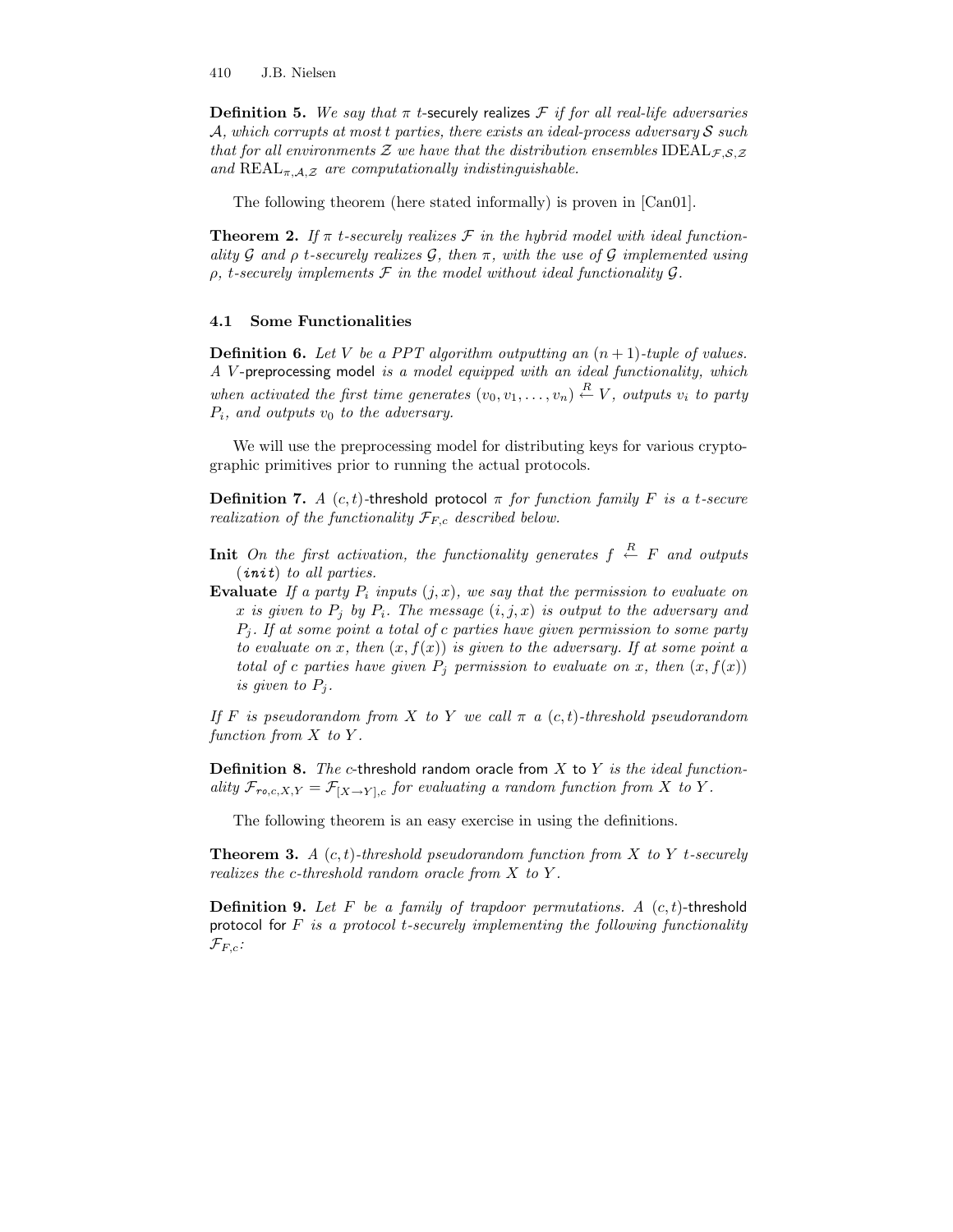**Definition 5.** *We say that $\pi$ t-*securely realizes *$\mathcal{F}$ if for all real-life adversaries $\mathcal{A}$, which corrupts at most $t$ parties, there exists an ideal-process adversary $\mathcal{S}$ such that for all environments $\mathcal{Z}$ we have that the distribution ensembles $\mathrm{IDEAL}_{\mathcal{F},\mathcal{S},\mathcal{Z}}$ and $\mathrm{REAL}_{\pi,\mathcal{A},\mathcal{Z}}$ are computationally indistinguishable.*

The following theorem (here stated informally) is proven in [Can01].

**Theorem 2.** *If $\pi$ $t$-securely realizes $\mathcal{F}$ in the hybrid model with ideal functionality $\mathcal{G}$ and $\rho$ $t$-securely realizes $\mathcal{G}$, then $\pi$, with the use of $\mathcal{G}$ implemented using $\rho$, $t$-securely implements $\mathcal{F}$ in the model without ideal functionality $\mathcal{G}$.*

### 4.1 Some Functionalities

**Definition 6.** *Let $V$ be a PPT algorithm outputting an $(n+1)$-tuple of values. A $V$-*preprocessing model *is a model equipped with an ideal functionality, which when activated the first time generates $(v_0, v_1, \ldots, v_n) \stackrel{R}{\leftarrow} V$, outputs $v_i$ to party $P_i$, and outputs $v_0$ to the adversary.*

We will use the preprocessing model for distributing keys for various cryptographic primitives prior to running the actual protocols.

**Definition 7.** *A $(c,t)$-*threshold protocol *$\pi$ for function family $F$ is a $t$-secure realization of the functionality $\mathcal{F}_{F,c}$ described below.*

**Init** *On the first activation, the functionality generates $f \stackrel{R}{\leftarrow} F$ and outputs (**init**) to all parties.*

**Evaluate** *If a party $P_i$ inputs $(j, x)$, we say that the permission to evaluate on $x$ is given to $P_j$ by $P_i$. The message $(i, j, x)$ is output to the adversary and $P_j$. If at some point a total of $c$ parties have given permission to some party to evaluate on $x$, then $(x, f(x))$ is given to the adversary. If at some point a total of $c$ parties have given $P_j$ permission to evaluate on $x$, then $(x, f(x))$ is given to $P_j$.*

*If $F$ is pseudorandom from $X$ to $Y$ we call $\pi$ a $(c,t)$-threshold pseudorandom function from $X$ to $Y$.*

**Definition 8.** *The $c$-*threshold random oracle *from $X$ to $Y$ is the ideal functionality $\mathcal{F}_{ro,c,X,Y} = \mathcal{F}_{[X \to Y],c}$ for evaluating a random function from $X$ to $Y$.*

The following theorem is an easy exercise in using the definitions.

**Theorem 3.** *A $(c,t)$-threshold pseudorandom function from $X$ to $Y$ $t$-securely realizes the $c$-threshold random oracle from $X$ to $Y$.*

**Definition 9.** *Let $F$ be a family of trapdoor permutations. A $(c,t)$-*threshold protocol *for $F$ is a protocol $t$-securely implementing the following functionality $\mathcal{F}_{F,c}$:*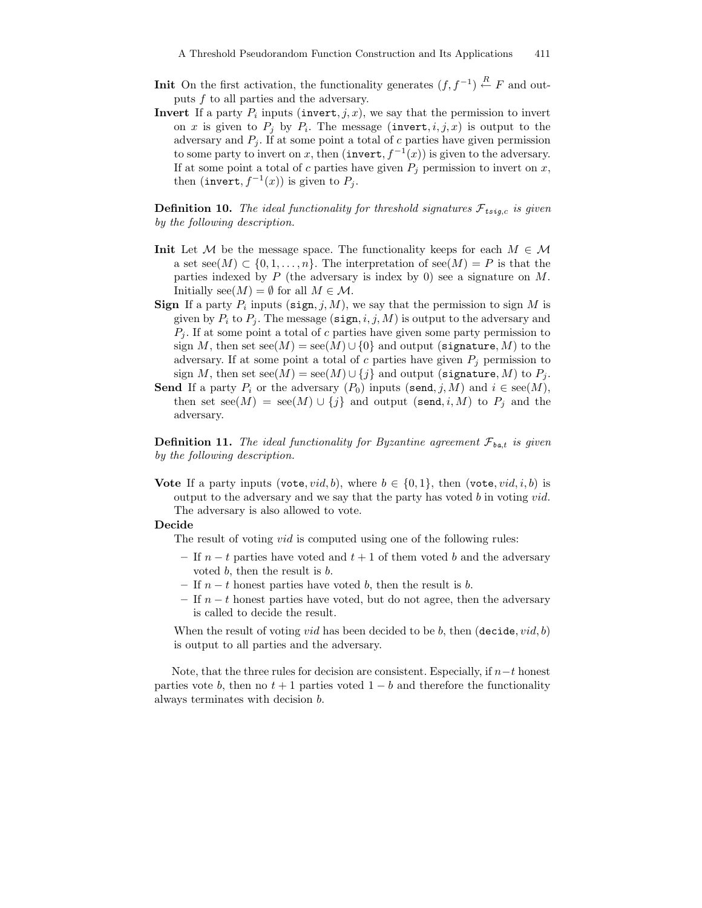**Init** On the first activation, the functionality generates $(f, f^{-1}) \stackrel{R}{\leftarrow} F$ and outputs $f$ to all parties and the adversary.

**Invert** If a party $P_i$ inputs $(\texttt{invert}, j, x)$, we say that the permission to invert on $x$ is given to $P_j$ by $P_i$. The message $(\texttt{invert}, i, j, x)$ is output to the adversary and $P_j$. If at some point a total of $c$ parties have given permission to some party to invert on $x$, then $(\texttt{invert}, f^{-1}(x))$ is given to the adversary. If at some point a total of $c$ parties have given $P_j$ permission to invert on $x$, then $(\texttt{invert}, f^{-1}(x))$ is given to $P_j$.

**Definition 10.** *The ideal functionality for threshold signatures $\mathcal{F}_{tsig,c}$ is given by the following description.*

**Init** Let $\mathcal{M}$ be the message space. The functionality keeps for each $M \in \mathcal{M}$ a set $\text{see}(M) \subset \{0, 1, \ldots, n\}$. The interpretation of $\text{see}(M) = P$ is that the parties indexed by $P$ (the adversary is index by 0) see a signature on $M$. Initially $\text{see}(M) = \emptyset$ for all $M \in \mathcal{M}$.

**Sign** If a party $P_i$ inputs $(\texttt{sign}, j, M)$, we say that the permission to sign $M$ is given by $P_i$ to $P_j$. The message $(\texttt{sign}, i, j, M)$ is output to the adversary and $P_j$. If at some point a total of $c$ parties have given some party permission to sign $M$, then set $\text{see}(M) = \text{see}(M) \cup \{0\}$ and output $(\texttt{signature}, M)$ to the adversary. If at some point a total of $c$ parties have given $P_j$ permission to sign $M$, then set $\text{see}(M) = \text{see}(M) \cup \{j\}$ and output $(\texttt{signature}, M)$ to $P_j$.

**Send** If a party $P_i$ or the adversary ($P_0$) inputs $(\texttt{send}, j, M)$ and $i \in \text{see}(M)$, then set $\text{see}(M) = \text{see}(M) \cup \{j\}$ and output $(\texttt{send}, i, M)$ to $P_j$ and the adversary.

**Definition 11.** *The ideal functionality for Byzantine agreement $\mathcal{F}_{ba,t}$ is given by the following description.*

**Vote** If a party inputs $(\texttt{vote}, vid, b)$, where $b \in \{0, 1\}$, then $(\texttt{vote}, vid, i, b)$ is output to the adversary and we say that the party has voted $b$ in voting $vid$. The adversary is also allowed to vote.

**Decide**

The result of voting $vid$ is computed using one of the following rules:

- If $n - t$ parties have voted and $t + 1$ of them voted $b$ and the adversary voted $b$, then the result is $b$.
- If $n - t$ honest parties have voted $b$, then the result is $b$.
- If $n - t$ honest parties have voted, but do not agree, then the adversary is called to decide the result.

When the result of voting $vid$ has been decided to be $b$, then $(\texttt{decide}, vid, b)$ is output to all parties and the adversary.

Note, that the three rules for decision are consistent. Especially, if $n-t$ honest parties vote $b$, then no $t + 1$ parties voted $1 - b$ and therefore the functionality always terminates with decision $b$.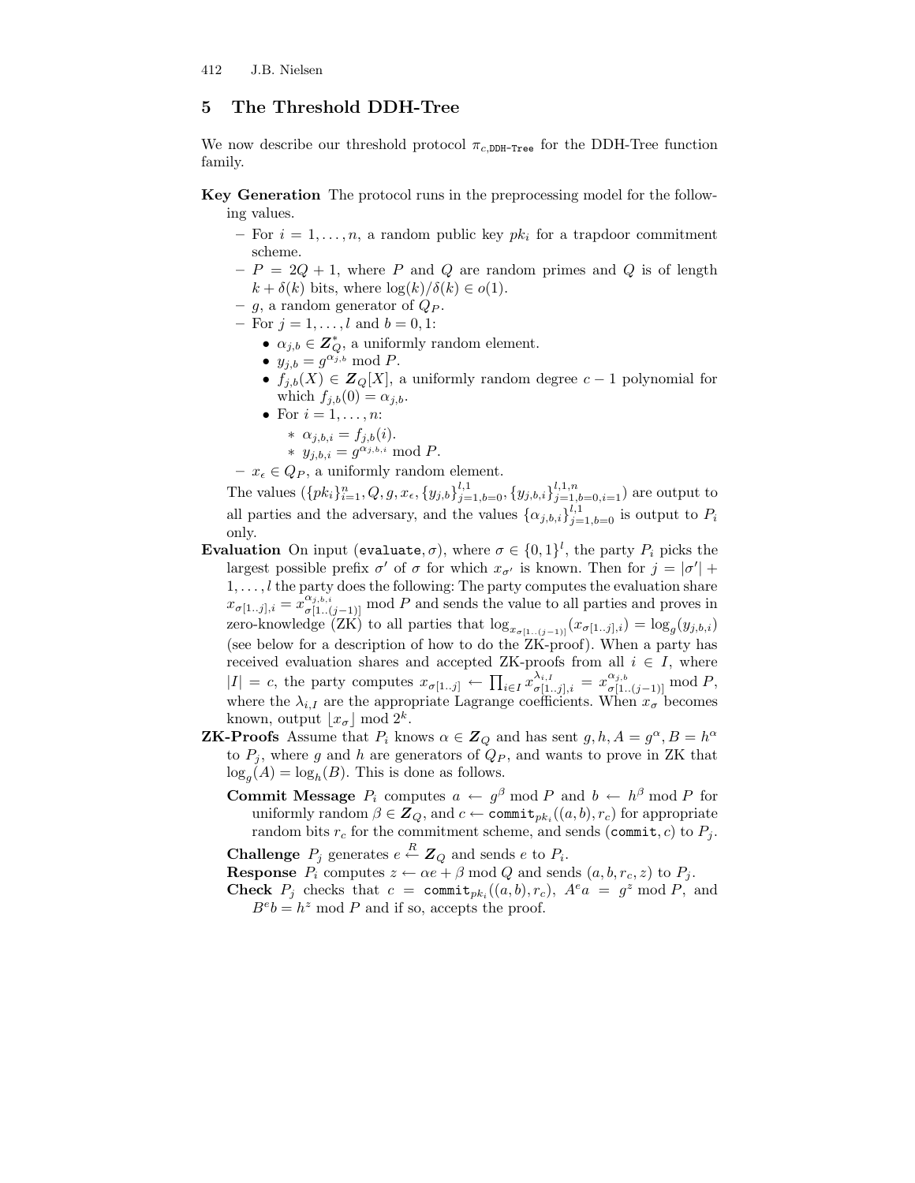## 5 The Threshold DDH-Tree

We now describe our threshold protocol $\pi_{c,\texttt{DDH-Tree}}$ for the DDH-Tree function family.

**Key Generation** The protocol runs in the preprocessing model for the following values.

- For $i = 1, \ldots, n$, a random public key $pk_i$ for a trapdoor commitment scheme.
- $P = 2Q + 1$, where $P$ and $Q$ are random primes and $Q$ is of length $k + \delta(k)$ bits, where $\log(k)/\delta(k) \in o(1)$.
- $g$, a random generator of $Q_P$.
- For $j = 1, \ldots, l$ and $b = 0, 1$:
  - $\alpha_{j,b} \in \boldsymbol{Z}_Q^*$, a uniformly random element.
  - $y_{j,b} = g^{\alpha_{j,b}} \bmod P$.
  - $f_{j,b}(X) \in \boldsymbol{Z}_Q[X]$, a uniformly random degree $c-1$ polynomial for which $f_{j,b}(0) = \alpha_{j,b}$.
  - For $i = 1, \ldots, n$:
    - $\alpha_{j,b,i} = f_{j,b}(i)$.
    - $y_{j,b,i} = g^{\alpha_{j,b,i}} \bmod P$.
- $x_\epsilon \in Q_P$, a uniformly random element.

The values $(\{pk_i\}_{i=1}^n, Q, g, x_\epsilon, \{y_{j,b}\}_{j=1,b=0}^{l,1}, \{y_{j,b,i}\}_{j=1,b=0,i=1}^{l,1,n})$ are output to all parties and the adversary, and the values $\{\alpha_{j,b,i}\}_{j=1,b=0}^{l,1}$ is output to $P_i$ only.

**Evaluation** On input $(\texttt{evaluate}, \sigma)$, where $\sigma \in \{0,1\}^l$, the party $P_i$ picks the largest possible prefix $\sigma'$ of $\sigma$ for which $x_{\sigma'}$ is known. Then for $j = |\sigma'| + 1, \ldots, l$ the party does the following: The party computes the evaluation share $x_{\sigma[1..j],i} = x_{\sigma[1..(j-1)]}^{\alpha_{j,b,i}} \bmod P$ and sends the value to all parties and proves in zero-knowledge (ZK) to all parties that $\log_{x_{\sigma[1..(j-1)]}}(x_{\sigma[1..j],i}) = \log_g(y_{j,b,i})$ (see below for a description of how to do the ZK-proof). When a party has received evaluation shares and accepted ZK-proofs from all $i \in I$, where $|I| = c$, the party computes $x_{\sigma[1..j]} \leftarrow \prod_{i \in I} x_{\sigma[1..j],i}^{\lambda_{i,I}} = x_{\sigma[1..(j-1)]}^{\alpha_{j,b}} \bmod P$, where the $\lambda_{i,I}$ are the appropriate Lagrange coefficients. When $x_\sigma$ becomes known, output $\lfloor x_\sigma \rfloor \bmod 2^k$.

**ZK-Proofs** Assume that $P_i$ knows $\alpha \in \boldsymbol{Z}_Q$ and has sent $g, h, A = g^\alpha, B = h^\alpha$ to $P_j$, where $g$ and $h$ are generators of $Q_P$, and wants to prove in ZK that $\log_g(A) = \log_h(B)$. This is done as follows.

**Commit Message** $P_i$ computes $a \leftarrow g^\beta \bmod P$ and $b \leftarrow h^\beta \bmod P$ for uniformly random $\beta \in \boldsymbol{Z}_Q$, and $c \leftarrow \texttt{commit}_{pk_i}((a,b), r_c)$ for appropriate random bits $r_c$ for the commitment scheme, and sends $(\texttt{commit}, c)$ to $P_j$.

**Challenge** $P_j$ generates $e \stackrel{R}{\leftarrow} \boldsymbol{Z}_Q$ and sends $e$ to $P_i$.

**Response** $P_i$ computes $z \leftarrow \alpha e + \beta \bmod Q$ and sends $(a, b, r_c, z)$ to $P_j$.

**Check** $P_j$ checks that $c = \texttt{commit}_{pk_i}((a,b), r_c)$, $A^e a = g^z \bmod P$, and $B^e b = h^z \bmod P$ and if so, accepts the proof.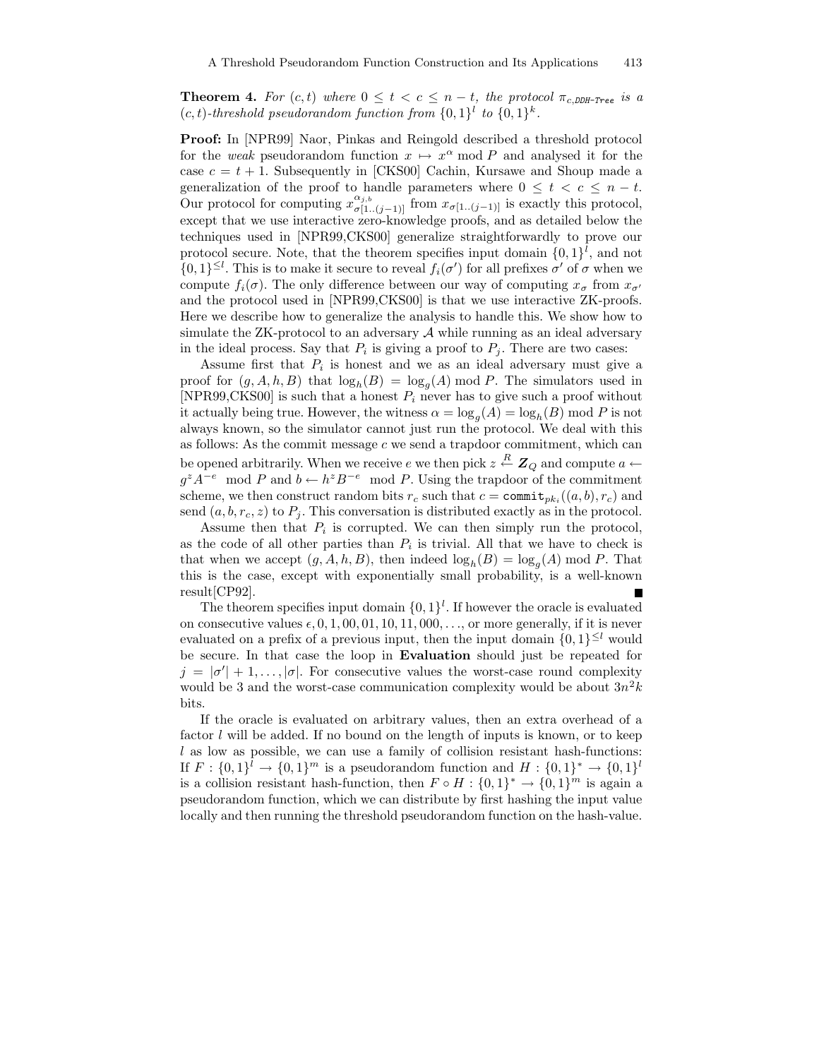**Theorem 4.** *For $(c, t)$ where $0 \leq t < c \leq n - t$, the protocol $\pi_{c,\texttt{DDH-Tree}}$ is a $(c, t)$-threshold pseudorandom function from $\{0,1\}^l$ to $\{0,1\}^k$.*

**Proof:** In [NPR99] Naor, Pinkas and Reingold described a threshold protocol for the *weak* pseudorandom function $x \mapsto x^\alpha \bmod P$ and analysed it for the case $c = t + 1$. Subsequently in [CKS00] Cachin, Kursawe and Shoup made a generalization of the proof to handle parameters where $0 \leq t < c \leq n - t$. Our protocol for computing $x^{\alpha_{j,b}}_{\sigma[1..(j-1)]}$ from $x_{\sigma[1..(j-1)]}$ is exactly this protocol, except that we use interactive zero-knowledge proofs, and as detailed below the techniques used in [NPR99,CKS00] generalize straightforwardly to prove our protocol secure. Note, that the theorem specifies input domain $\{0,1\}^l$, and not $\{0,1\}^{\leq l}$. This is to make it secure to reveal $f_i(\sigma')$ for all prefixes $\sigma'$ of $\sigma$ when we compute $f_i(\sigma)$. The only difference between our way of computing $x_\sigma$ from $x_{\sigma'}$ and the protocol used in [NPR99,CKS00] is that we use interactive ZK-proofs. Here we describe how to generalize the analysis to handle this. We show how to simulate the ZK-protocol to an adversary $\mathcal{A}$ while running as an ideal adversary in the ideal process. Say that $P_i$ is giving a proof to $P_j$. There are two cases:

Assume first that $P_i$ is honest and we as an ideal adversary must give a proof for $(g, A, h, B)$ that $\log_h(B) = \log_g(A) \bmod P$. The simulators used in [NPR99,CKS00] is such that a honest $P_i$ never has to give such a proof without it actually being true. However, the witness $\alpha = \log_g(A) = \log_h(B) \bmod P$ is not always known, so the simulator cannot just run the protocol. We deal with this as follows: As the commit message $c$ we send a trapdoor commitment, which can be opened arbitrarily. When we receive $e$ we then pick $z \overset{R}{\leftarrow} \boldsymbol{Z}_Q$ and compute $a \leftarrow g^z A^{-e} \bmod P$ and $b \leftarrow h^z B^{-e} \bmod P$. Using the trapdoor of the commitment scheme, we then construct random bits $r_c$ such that $c = \texttt{commit}_{pk_i}((a,b), r_c)$ and send $(a, b, r_c, z)$ to $P_j$. This conversation is distributed exactly as in the protocol.

Assume then that $P_i$ is corrupted. We can then simply run the protocol, as the code of all other parties than $P_i$ is trivial. All that we have to check is that when we accept $(g, A, h, B)$, then indeed $\log_h(B) = \log_g(A) \bmod P$. That this is the case, except with exponentially small probability, is a well-known result[CP92]. ∎

The theorem specifies input domain $\{0,1\}^l$. If however the oracle is evaluated on consecutive values $\epsilon, 0, 1, 00, 01, 10, 11, 000, \ldots$, or more generally, if it is never evaluated on a prefix of a previous input, then the input domain $\{0,1\}^{\leq l}$ would be secure. In that case the loop in **Evaluation** should just be repeated for $j = |\sigma'| + 1, \ldots, |\sigma|$. For consecutive values the worst-case round complexity would be 3 and the worst-case communication complexity would be about $3n^2k$ bits.

If the oracle is evaluated on arbitrary values, then an extra overhead of a factor $l$ will be added. If no bound on the length of inputs is known, or to keep $l$ as low as possible, we can use a family of collision resistant hash-functions: If $F : \{0,1\}^l \to \{0,1\}^m$ is a pseudorandom function and $H : \{0,1\}^* \to \{0,1\}^l$ is a collision resistant hash-function, then $F \circ H : \{0,1\}^* \to \{0,1\}^m$ is again a pseudorandom function, which we can distribute by first hashing the input value locally and then running the threshold pseudorandom function on the hash-value.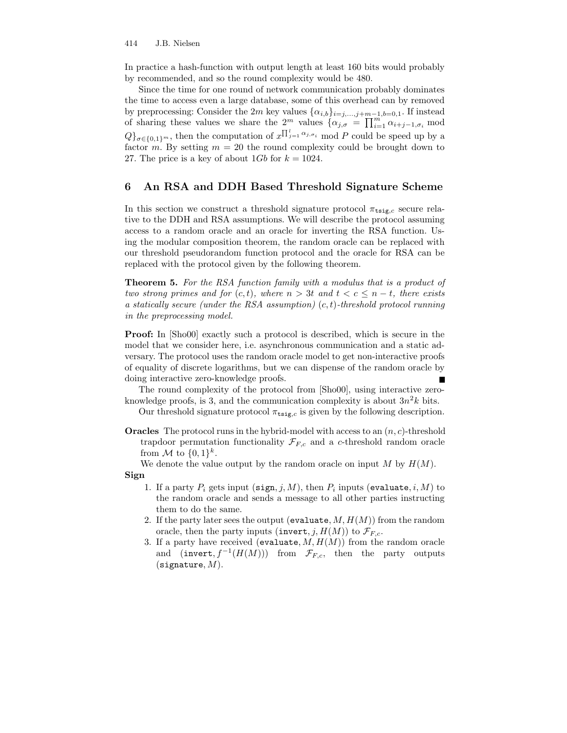In practice a hash-function with output length at least 160 bits would probably by recommended, and so the round complexity would be 480.

Since the time for one round of network communication probably dominates the time to access even a large database, some of this overhead can by removed by preprocessing: Consider the $2m$ key values $\{\alpha_{i,b}\}_{i=j,\ldots,j+m-1,b=0,1}$. If instead of sharing these values we share the $2^m$ values $\{\alpha_{j,\sigma} = \prod_{i=1}^{m} \alpha_{i+j-1,\sigma_i} \bmod Q\}_{\sigma \in \{0,1\}^m}$, then the computation of $x^{\prod_{j=1}^{l} \alpha_{j,\sigma_i}} \bmod P$ could be speed up by a factor $m$. By setting $m = 20$ the round complexity could be brought down to 27. The price is a key of about $1Gb$ for $k = 1024$.

## 6 An RSA and DDH Based Threshold Signature Scheme

In this section we construct a threshold signature protocol $\pi_{\texttt{tsig},c}$ secure relative to the DDH and RSA assumptions. We will describe the protocol assuming access to a random oracle and an oracle for inverting the RSA function. Using the modular composition theorem, the random oracle can be replaced with our threshold pseudorandom function protocol and the oracle for RSA can be replaced with the protocol given by the following theorem.

**Theorem 5.** *For the RSA function family with a modulus that is a product of two strong primes and for $(c,t)$, where $n > 3t$ and $t < c \leq n - t$, there exists a statically secure (under the RSA assumption) $(c,t)$-threshold protocol running in the preprocessing model.*

**Proof:** In [Sho00] exactly such a protocol is described, which is secure in the model that we consider here, i.e. asynchronous communication and a static adversary. The protocol uses the random oracle model to get non-interactive proofs of equality of discrete logarithms, but we can dispense of the random oracle by doing interactive zero-knowledge proofs. ∎

The round complexity of the protocol from [Sho00], using interactive zero-knowledge proofs, is 3, and the communication complexity is about $3n^2k$ bits.

Our threshold signature protocol $\pi_{\texttt{tsig},c}$ is given by the following description.

**Oracles** The protocol runs in the hybrid-model with access to an $(n,c)$-threshold trapdoor permutation functionality $\mathcal{F}_{F,c}$ and a $c$-threshold random oracle from $\mathcal{M}$ to $\{0,1\}^k$.

We denote the value output by the random oracle on input $M$ by $H(M)$.

**Sign**

1. If a party $P_i$ gets input $(\texttt{sign}, j, M)$, then $P_i$ inputs $(\texttt{evaluate}, i, M)$ to the random oracle and sends a message to all other parties instructing them to do the same.
2. If the party later sees the output $(\texttt{evaluate}, M, H(M))$ from the random oracle, then the party inputs $(\texttt{invert}, j, H(M))$ to $\mathcal{F}_{F,c}$.
3. If a party have received $(\texttt{evaluate}, M, H(M))$ from the random oracle and $(\texttt{invert}, f^{-1}(H(M)))$ from $\mathcal{F}_{F,c}$, then the party outputs $(\texttt{signature}, M)$.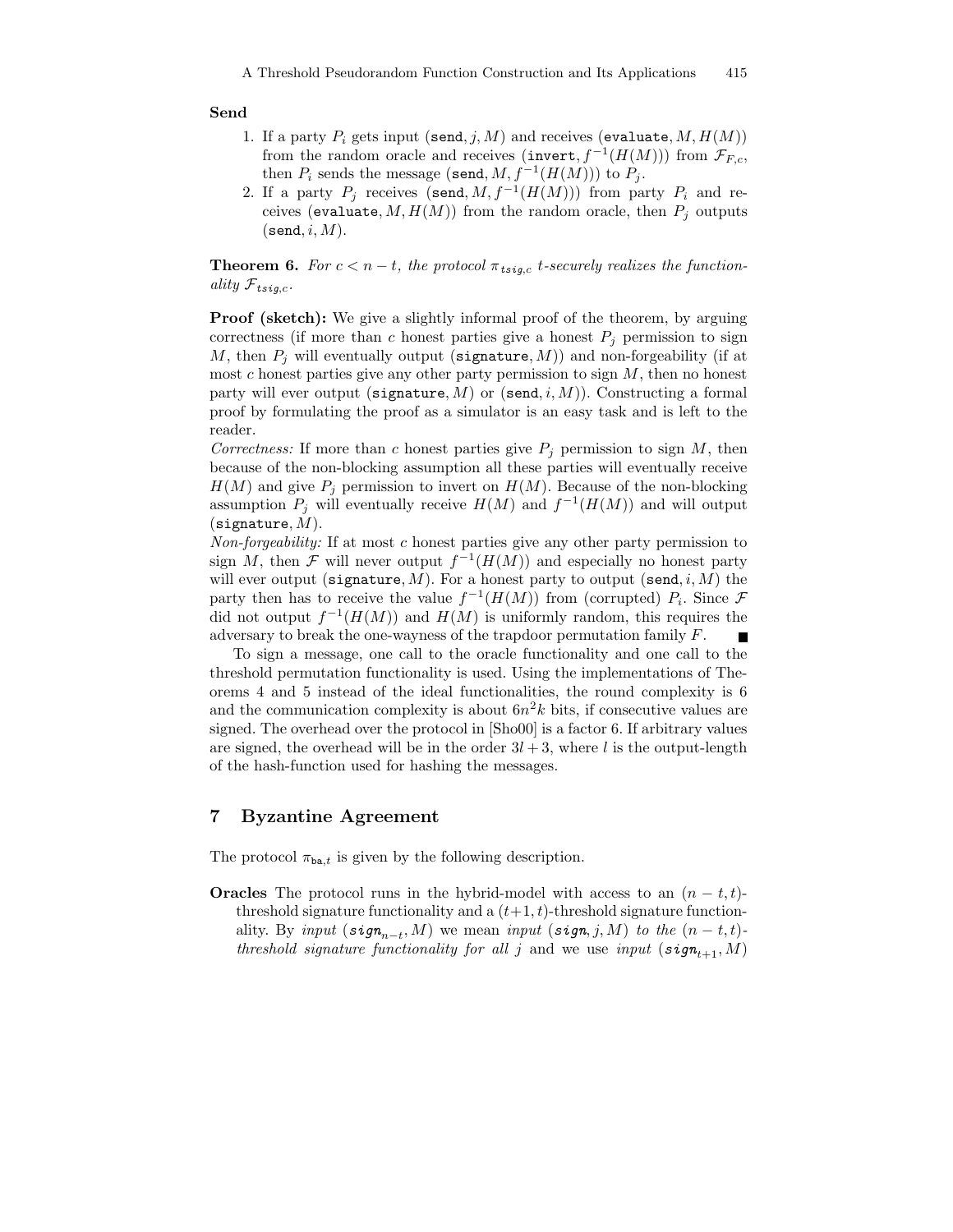**Send**

1. If a party $P_i$ gets input $(\texttt{send}, j, M)$ and receives $(\texttt{evaluate}, M, H(M))$ from the random oracle and receives $(\texttt{invert}, f^{-1}(H(M)))$ from $\mathcal{F}_{F,c}$, then $P_i$ sends the message $(\texttt{send}, M, f^{-1}(H(M)))$ to $P_j$.
2. If a party $P_j$ receives $(\texttt{send}, M, f^{-1}(H(M)))$ from party $P_i$ and receives $(\texttt{evaluate}, M, H(M))$ from the random oracle, then $P_j$ outputs $(\texttt{send}, i, M)$.

**Theorem 6.** *For $c < n - t$, the protocol $\pi_{tsig,c}$ $t$-securely realizes the functionality $\mathcal{F}_{tsig,c}$.*

**Proof (sketch):** We give a slightly informal proof of the theorem, by arguing correctness (if more than $c$ honest parties give a honest $P_j$ permission to sign $M$, then $P_j$ will eventually output $(\texttt{signature}, M)$) and non-forgeability (if at most $c$ honest parties give any other party permission to sign $M$, then no honest party will ever output $(\texttt{signature}, M)$ or $(\texttt{send}, i, M)$). Constructing a formal proof by formulating the proof as a simulator is an easy task and is left to the reader.

*Correctness:* If more than $c$ honest parties give $P_j$ permission to sign $M$, then because of the non-blocking assumption all these parties will eventually receive $H(M)$ and give $P_j$ permission to invert on $H(M)$. Because of the non-blocking assumption $P_j$ will eventually receive $H(M)$ and $f^{-1}(H(M))$ and will output $(\texttt{signature}, M)$.

*Non-forgeability:* If at most $c$ honest parties give any other party permission to sign $M$, then $\mathcal{F}$ will never output $f^{-1}(H(M))$ and especially no honest party will ever output $(\texttt{signature}, M)$. For a honest party to output $(\texttt{send}, i, M)$ the party then has to receive the value $f^{-1}(H(M))$ from (corrupted) $P_i$. Since $\mathcal{F}$ did not output $f^{-1}(H(M))$ and $H(M)$ is uniformly random, this requires the adversary to break the one-wayness of the trapdoor permutation family $F$. ∎

To sign a message, one call to the oracle functionality and one call to the threshold permutation functionality is used. Using the implementations of Theorems 4 and 5 instead of the ideal functionalities, the round complexity is 6 and the communication complexity is about $6n^2k$ bits, if consecutive values are signed. The overhead over the protocol in [Sho00] is a factor 6. If arbitrary values are signed, the overhead will be in the order $3l + 3$, where $l$ is the output-length of the hash-function used for hashing the messages.

## 7 Byzantine Agreement

The protocol $\pi_{\texttt{ba},t}$ is given by the following description.

**Oracles** The protocol runs in the hybrid-model with access to an $(n - t, t)$-threshold signature functionality and a $(t+1, t)$-threshold signature functionality. By *input* $(\textit{\textbf{sign}}_{n-t}, M)$ we mean *input* $(\textit{\textbf{sign}}, j, M)$ *to the* $(n - t, t)$-*threshold signature functionality for all* $j$ and we use *input* $(\textit{\textbf{sign}}_{t+1}, M)$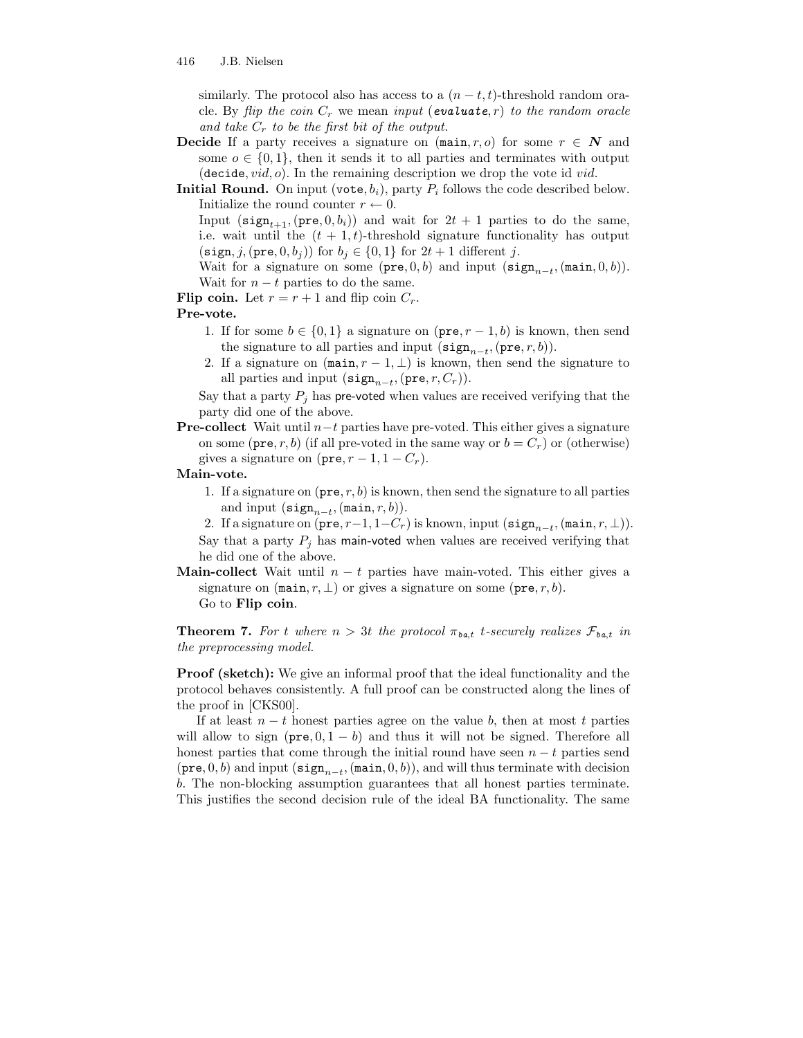similarly. The protocol also has access to a $(n-t,t)$-threshold random oracle. By *flip the coin $C_r$* we mean *input (**evaluate**, $r$) to the random oracle and take $C_r$ to be the first bit of the output.*

**Decide** If a party receives a signature on $(\texttt{main}, r, o)$ for some $r \in \boldsymbol{N}$ and some $o \in \{0,1\}$, then it sends it to all parties and terminates with output $(\texttt{decide}, vid, o)$. In the remaining description we drop the vote id $vid$.

**Initial Round.** On input $(\texttt{vote}, b_i)$, party $P_i$ follows the code described below.
Initialize the round counter $r \leftarrow 0$.
Input $(\texttt{sign}_{t+1}, (\texttt{pre}, 0, b_i))$ and wait for $2t+1$ parties to do the same, i.e. wait until the $(t+1,t)$-threshold signature functionality has output $(\texttt{sign}, j, (\texttt{pre}, 0, b_j))$ for $b_j \in \{0,1\}$ for $2t+1$ different $j$.
Wait for a signature on some $(\texttt{pre}, 0, b)$ and input $(\texttt{sign}_{n-t}, (\texttt{main}, 0, b))$.
Wait for $n-t$ parties to do the same.

**Flip coin.** Let $r = r+1$ and flip coin $C_r$.

**Pre-vote.**

1. If for some $b \in \{0,1\}$ a signature on $(\texttt{pre}, r-1, b)$ is known, then send the signature to all parties and input $(\texttt{sign}_{n-t}, (\texttt{pre}, r, b))$.
2. If a signature on $(\texttt{main}, r-1, \bot)$ is known, then send the signature to all parties and input $(\texttt{sign}_{n-t}, (\texttt{pre}, r, C_r))$.

Say that a party $P_j$ has pre-voted when values are received verifying that the party did one of the above.

**Pre-collect** Wait until $n-t$ parties have pre-voted. This either gives a signature on some $(\texttt{pre}, r, b)$ (if all pre-voted in the same way or $b = C_r$) or (otherwise) gives a signature on $(\texttt{pre}, r-1, 1-C_r)$.

**Main-vote.**

1. If a signature on $(\texttt{pre}, r, b)$ is known, then send the signature to all parties and input $(\texttt{sign}_{n-t}, (\texttt{main}, r, b))$.
2. If a signature on $(\texttt{pre}, r-1, 1-C_r)$ is known, input $(\texttt{sign}_{n-t}, (\texttt{main}, r, \bot))$.

Say that a party $P_j$ has main-voted when values are received verifying that he did one of the above.

**Main-collect** Wait until $n-t$ parties have main-voted. This either gives a signature on $(\texttt{main}, r, \bot)$ or gives a signature on some $(\texttt{pre}, r, b)$.
Go to **Flip coin**.

**Theorem 7.** *For $t$ where $n > 3t$ the protocol $\pi_{\texttt{ba},t}$ $t$-securely realizes $\mathcal{F}_{\texttt{ba},t}$ in the preprocessing model.*

**Proof (sketch):** We give an informal proof that the ideal functionality and the protocol behaves consistently. A full proof can be constructed along the lines of the proof in [CKS00].

If at least $n-t$ honest parties agree on the value $b$, then at most $t$ parties will allow to sign $(\texttt{pre}, 0, 1-b)$ and thus it will not be signed. Therefore all honest parties that come through the initial round have seen $n-t$ parties send $(\texttt{pre}, 0, b)$ and input $(\texttt{sign}_{n-t}, (\texttt{main}, 0, b))$, and will thus terminate with decision $b$. The non-blocking assumption guarantees that all honest parties terminate. This justifies the second decision rule of the ideal BA functionality. The same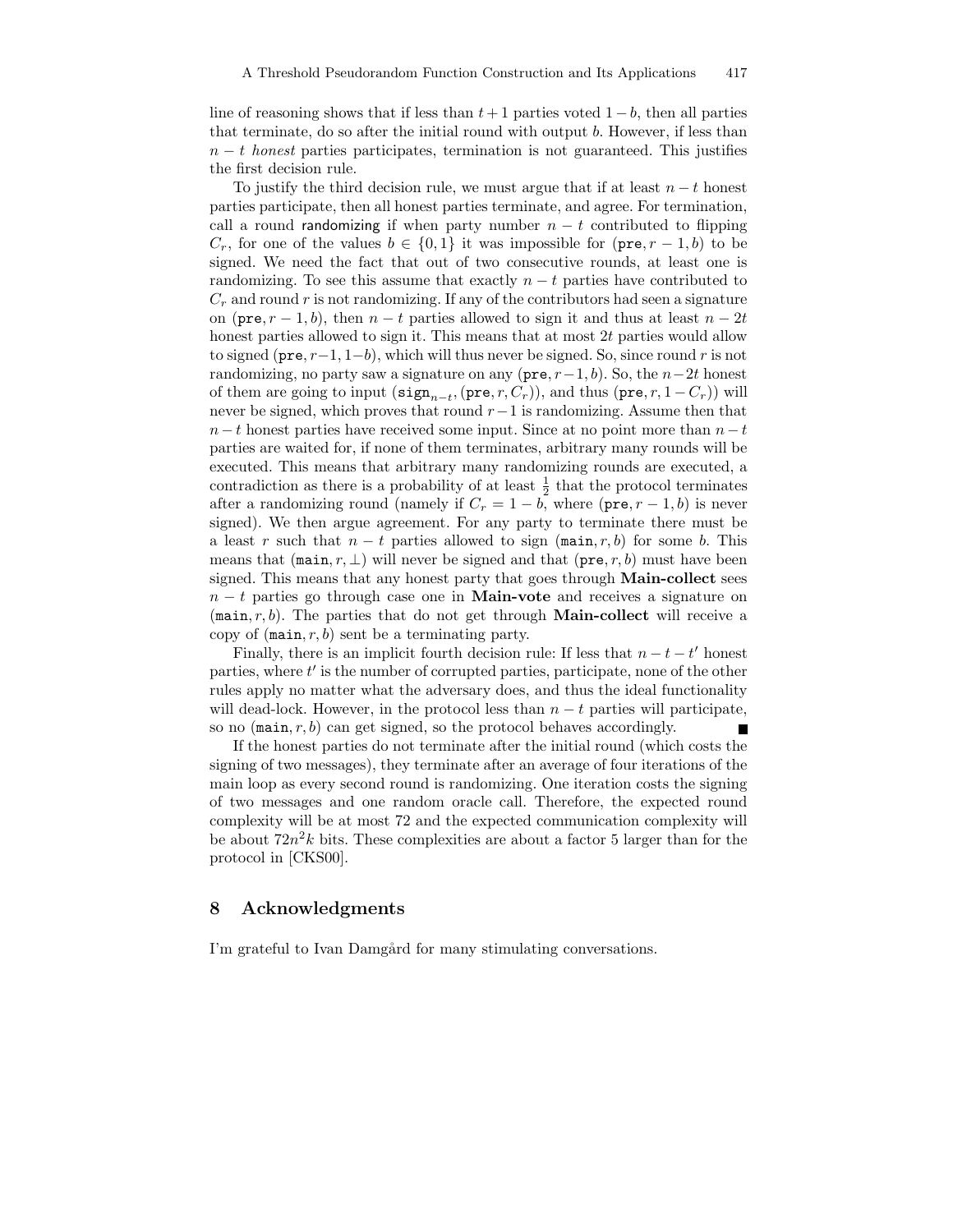line of reasoning shows that if less than $t+1$ parties voted $1-b$, then all parties that terminate, do so after the initial round with output $b$. However, if less than $n-t$ *honest* parties participates, termination is not guaranteed. This justifies the first decision rule.

To justify the third decision rule, we must argue that if at least $n-t$ honest parties participate, then all honest parties terminate, and agree. For termination, call a round randomizing if when party number $n-t$ contributed to flipping $C_r$, for one of the values $b \in \{0,1\}$ it was impossible for $(\texttt{pre}, r-1, b)$ to be signed. We need the fact that out of two consecutive rounds, at least one is randomizing. To see this assume that exactly $n-t$ parties have contributed to $C_r$ and round $r$ is not randomizing. If any of the contributors had seen a signature on $(\texttt{pre}, r-1, b)$, then $n-t$ parties allowed to sign it and thus at least $n-2t$ honest parties allowed to sign it. This means that at most $2t$ parties would allow to signed $(\texttt{pre}, r-1, 1-b)$, which will thus never be signed. So, since round $r$ is not randomizing, no party saw a signature on any $(\texttt{pre}, r-1, b)$. So, the $n-2t$ honest of them are going to input $(\texttt{sign}_{n-t}, (\texttt{pre}, r, C_r))$, and thus $(\texttt{pre}, r, 1-C_r))$ will never be signed, which proves that round $r-1$ is randomizing. Assume then that $n-t$ honest parties have received some input. Since at no point more than $n-t$ parties are waited for, if none of them terminates, arbitrary many rounds will be executed. This means that arbitrary many randomizing rounds are executed, a contradiction as there is a probability of at least $\frac{1}{2}$ that the protocol terminates after a randomizing round (namely if $C_r = 1-b$, where $(\texttt{pre}, r-1, b)$ is never signed). We then argue agreement. For any party to terminate there must be a least $r$ such that $n-t$ parties allowed to sign $(\texttt{main}, r, b)$ for some $b$. This means that $(\texttt{main}, r, \perp)$ will never be signed and that $(\texttt{pre}, r, b)$ must have been signed. This means that any honest party that goes through **Main-collect** sees $n-t$ parties go through case one in **Main-vote** and receives a signature on $(\texttt{main}, r, b)$. The parties that do not get through **Main-collect** will receive a copy of $(\texttt{main}, r, b)$ sent be a terminating party.

Finally, there is an implicit fourth decision rule: If less that $n-t-t'$ honest parties, where $t'$ is the number of corrupted parties, participate, none of the other rules apply no matter what the adversary does, and thus the ideal functionality will dead-lock. However, in the protocol less than $n-t$ parties will participate, so no $(\texttt{main}, r, b)$ can get signed, so the protocol behaves accordingly. ∎

If the honest parties do not terminate after the initial round (which costs the signing of two messages), they terminate after an average of four iterations of the main loop as every second round is randomizing. One iteration costs the signing of two messages and one random oracle call. Therefore, the expected round complexity will be at most 72 and the expected communication complexity will be about $72n^2k$ bits. These complexities are about a factor 5 larger than for the protocol in [CKS00].

## 8 Acknowledgments

I'm grateful to Ivan Damgård for many stimulating conversations.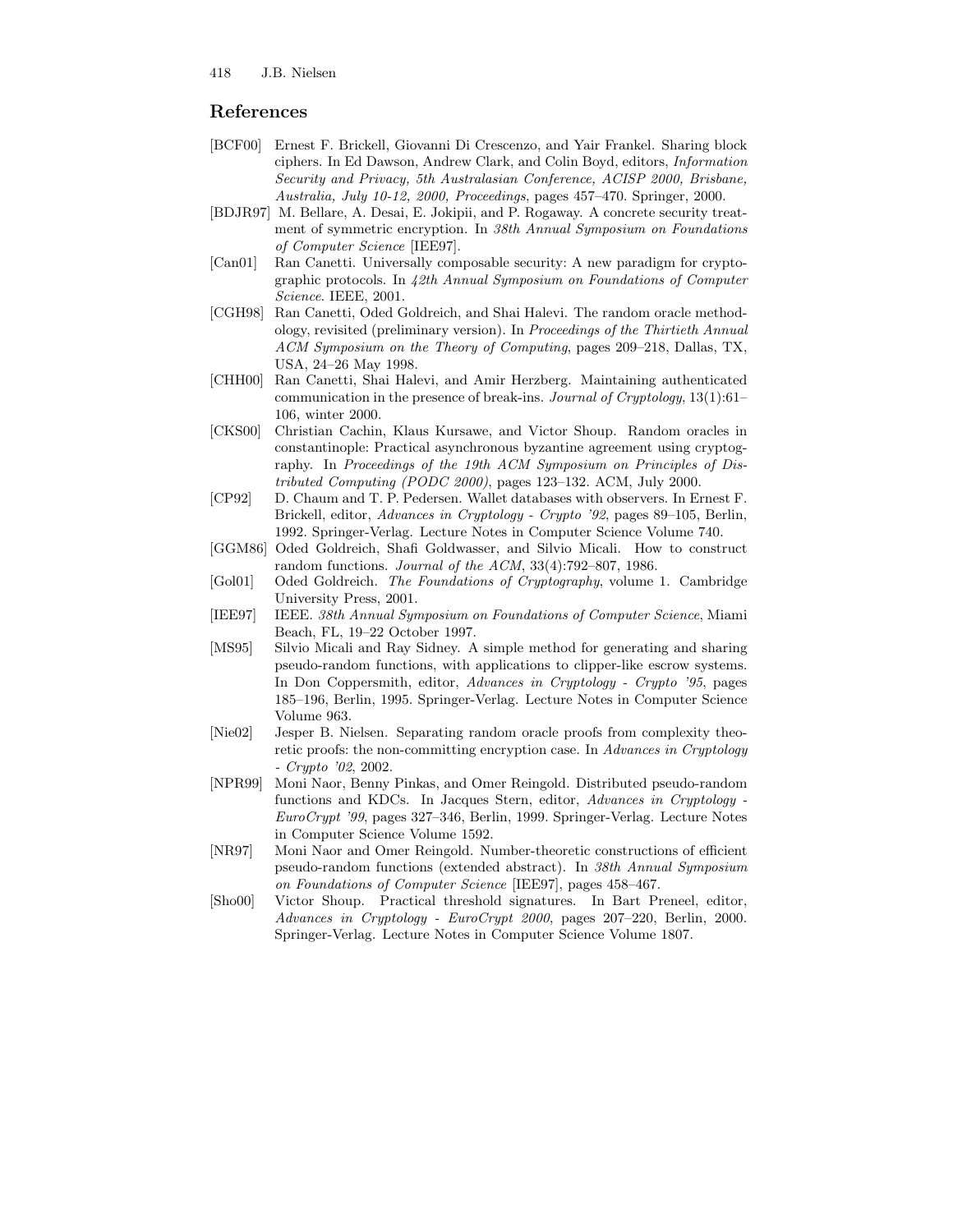## References

[BCF00] Ernest F. Brickell, Giovanni Di Crescenzo, and Yair Frankel. Sharing block ciphers. In Ed Dawson, Andrew Clark, and Colin Boyd, editors, *Information Security and Privacy, 5th Australasian Conference, ACISP 2000, Brisbane, Australia, July 10-12, 2000, Proceedings*, pages 457–470. Springer, 2000.

[BDJR97] M. Bellare, A. Desai, E. Jokipii, and P. Rogaway. A concrete security treatment of symmetric encryption. In *38th Annual Symposium on Foundations of Computer Science* [IEE97].

[Can01] Ran Canetti. Universally composable security: A new paradigm for cryptographic protocols. In *42th Annual Symposium on Foundations of Computer Science*. IEEE, 2001.

[CGH98] Ran Canetti, Oded Goldreich, and Shai Halevi. The random oracle methodology, revisited (preliminary version). In *Proceedings of the Thirtieth Annual ACM Symposium on the Theory of Computing*, pages 209–218, Dallas, TX, USA, 24–26 May 1998.

[CHH00] Ran Canetti, Shai Halevi, and Amir Herzberg. Maintaining authenticated communication in the presence of break-ins. *Journal of Cryptology*, 13(1):61–106, winter 2000.

[CKS00] Christian Cachin, Klaus Kursawe, and Victor Shoup. Random oracles in constantinople: Practical asynchronous byzantine agreement using cryptography. In *Proceedings of the 19th ACM Symposium on Principles of Distributed Computing (PODC 2000)*, pages 123–132. ACM, July 2000.

[CP92] D. Chaum and T. P. Pedersen. Wallet databases with observers. In Ernest F. Brickell, editor, *Advances in Cryptology - Crypto '92*, pages 89–105, Berlin, 1992. Springer-Verlag. Lecture Notes in Computer Science Volume 740.

[GGM86] Oded Goldreich, Shafi Goldwasser, and Silvio Micali. How to construct random functions. *Journal of the ACM*, 33(4):792–807, 1986.

[Gol01] Oded Goldreich. *The Foundations of Cryptography*, volume 1. Cambridge University Press, 2001.

[IEE97] IEEE. *38th Annual Symposium on Foundations of Computer Science*, Miami Beach, FL, 19–22 October 1997.

[MS95] Silvio Micali and Ray Sidney. A simple method for generating and sharing pseudo-random functions, with applications to clipper-like escrow systems. In Don Coppersmith, editor, *Advances in Cryptology - Crypto '95*, pages 185–196, Berlin, 1995. Springer-Verlag. Lecture Notes in Computer Science Volume 963.

[Nie02] Jesper B. Nielsen. Separating random oracle proofs from complexity theoretic proofs: the non-committing encryption case. In *Advances in Cryptology - Crypto '02*, 2002.

[NPR99] Moni Naor, Benny Pinkas, and Omer Reingold. Distributed pseudo-random functions and KDCs. In Jacques Stern, editor, *Advances in Cryptology - EuroCrypt '99*, pages 327–346, Berlin, 1999. Springer-Verlag. Lecture Notes in Computer Science Volume 1592.

[NR97] Moni Naor and Omer Reingold. Number-theoretic constructions of efficient pseudo-random functions (extended abstract). In *38th Annual Symposium on Foundations of Computer Science* [IEE97], pages 458–467.

[Sho00] Victor Shoup. Practical threshold signatures. In Bart Preneel, editor, *Advances in Cryptology - EuroCrypt 2000*, pages 207–220, Berlin, 2000. Springer-Verlag. Lecture Notes in Computer Science Volume 1807.